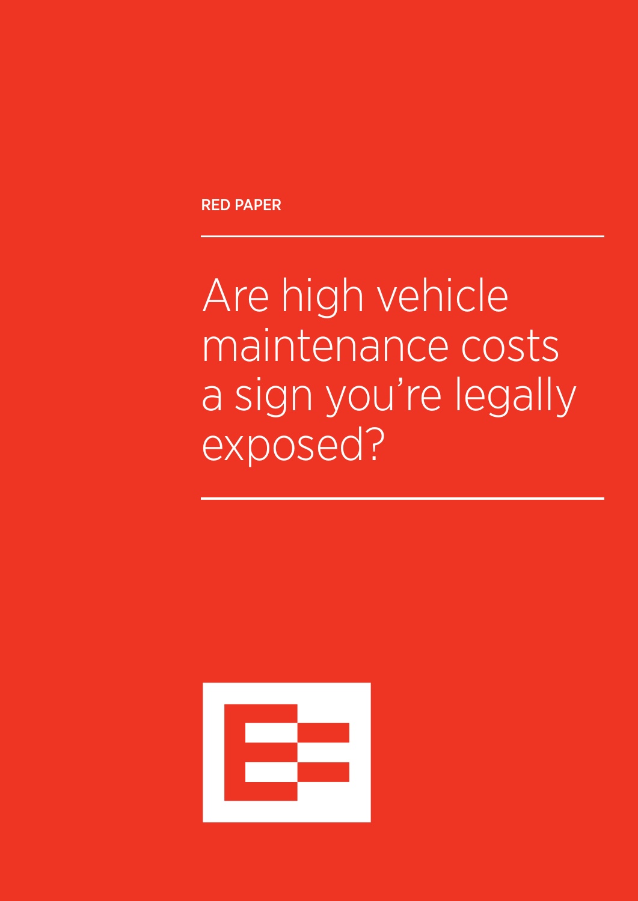RED PAPER

# Are high vehicle maintenance costs a sign you're legally exposed?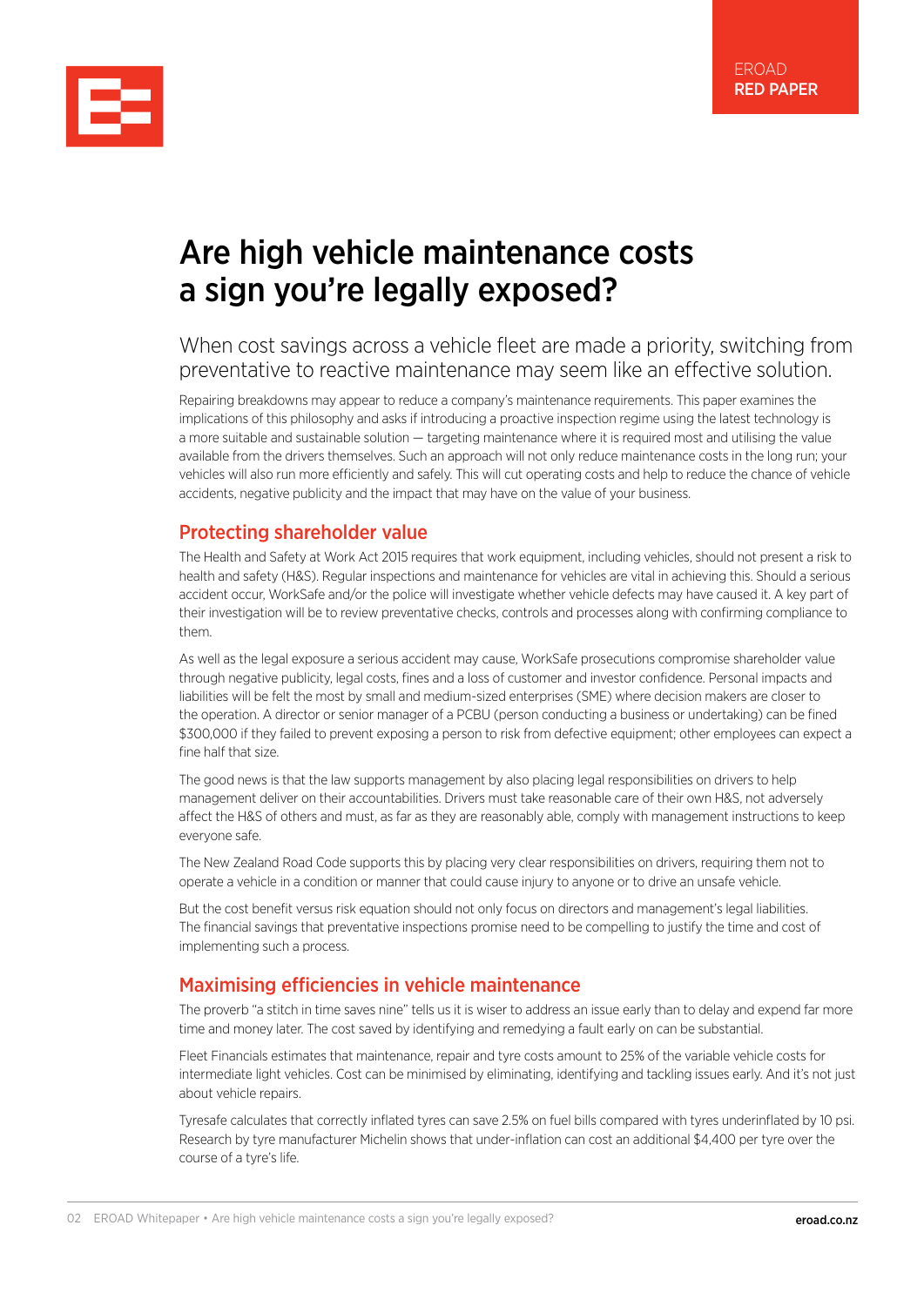# Are high vehicle maintenance costs a sign you're legally exposed?

When cost savings across a vehicle fleet are made a priority, switching from preventative to reactive maintenance may seem like an effective solution.

Repairing breakdowns may appear to reduce a company's maintenance requirements. This paper examines the implications of this philosophy and asks if introducing a proactive inspection regime using the latest technology is a more suitable and sustainable solution — targeting maintenance where it is required most and utilising the value available from the drivers themselves. Such an approach will not only reduce maintenance costs in the long run; your vehicles will also run more efficiently and safely. This will cut operating costs and help to reduce the chance of vehicle accidents, negative publicity and the impact that may have on the value of your business.

## Protecting shareholder value

The Health and Safety at Work Act 2015 requires that work equipment, including vehicles, should not present a risk to health and safety (H&S). Regular inspections and maintenance for vehicles are vital in achieving this. Should a serious accident occur, WorkSafe and/or the police will investigate whether vehicle defects may have caused it. A key part of their investigation will be to review preventative checks, controls and processes along with confirming compliance to them.

As well as the legal exposure a serious accident may cause, WorkSafe prosecutions compromise shareholder value through negative publicity, legal costs, fines and a loss of customer and investor confidence. Personal impacts and liabilities will be felt the most by small and medium-sized enterprises (SME) where decision makers are closer to the operation. A director or senior manager of a PCBU (person conducting a business or undertaking) can be fined $300,000 if they failed to prevent exposing a person to risk from defective equipment; other employees can expect a fine half that size.

The good news is that the law supports management by also placing legal responsibilities on drivers to help management deliver on their accountabilities. Drivers must take reasonable care of their own H&S, not adversely affect the H&S of others and must, as far as they are reasonably able, comply with management instructions to keep everyone safe.

The New Zealand Road Code supports this by placing very clear responsibilities on drivers, requiring them not to operate a vehicle in a condition or manner that could cause injury to anyone or to drive an unsafe vehicle.

But the cost benefit versus risk equation should not only focus on directors and management's legal liabilities. The financial savings that preventative inspections promise need to be compelling to justify the time and cost of implementing such a process.

## Maximising efficiencies in vehicle maintenance

The proverb "a stitch in time saves nine" tells us it is wiser to address an issue early than to delay and expend far more time and money later. The cost saved by identifying and remedying a fault early on can be substantial.

Fleet Financials estimates that maintenance, repair and tyre costs amount to 25% of the variable vehicle costs for intermediate light vehicles. Cost can be minimised by eliminating, identifying and tackling issues early. And it's not just about vehicle repairs.

Tyresafe calculates that correctly inflated tyres can save 2.5% on fuel bills compared with tyres underinflated by 10 psi. Research by tyre manufacturer Michelin shows that under-inflation can cost an additional $4,400 per tyre over the course of a tyre's life.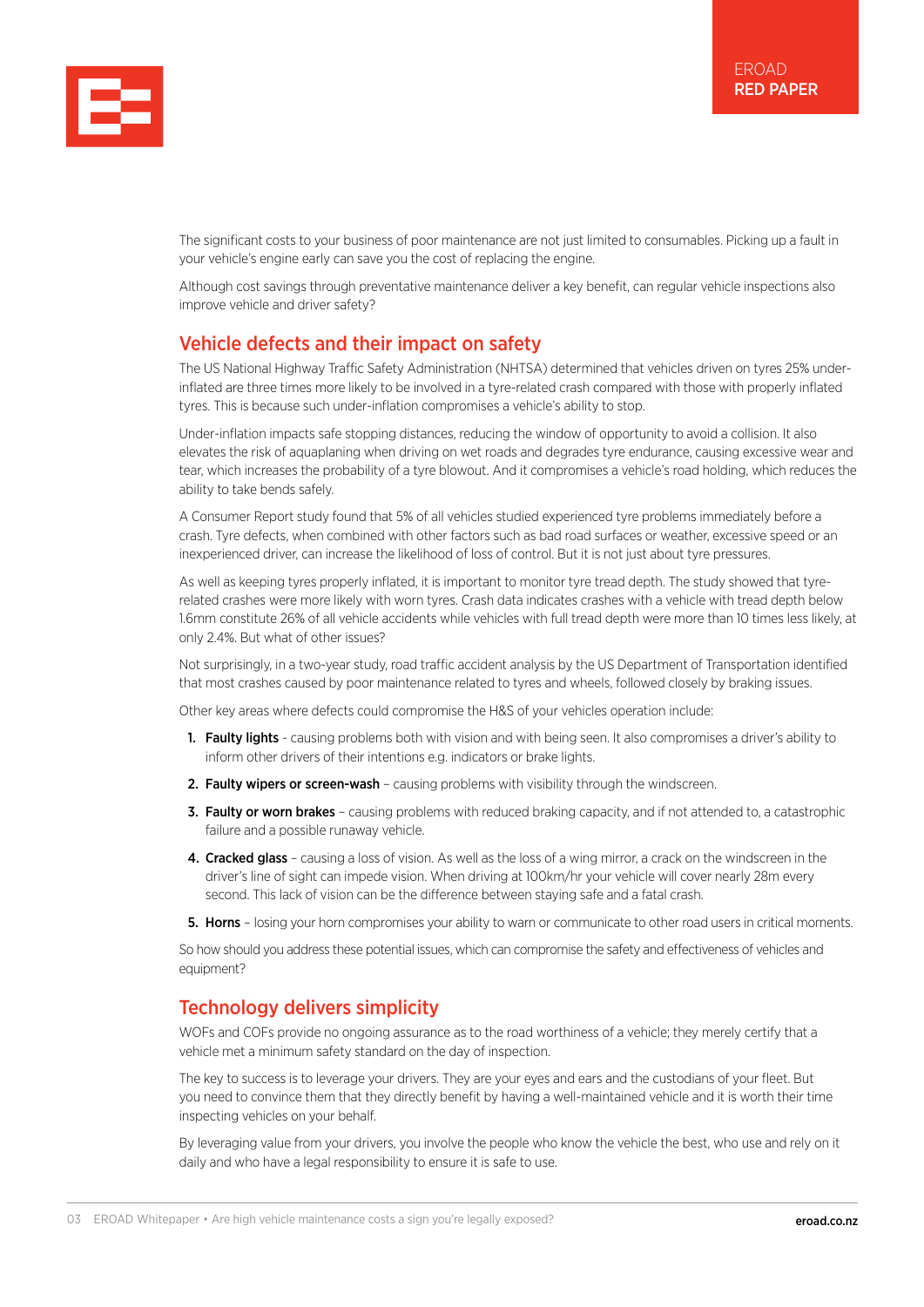The significant costs to your business of poor maintenance are not just limited to consumables. Picking up a fault in your vehicle's engine early can save you the cost of replacing the engine.

Although cost savings through preventative maintenance deliver a key benefit, can regular vehicle inspections also improve vehicle and driver safety?

## Vehicle defects and their impact on safety

The US National Highway Traffic Safety Administration (NHTSA) determined that vehicles driven on tyres 25% under-inflated are three times more likely to be involved in a tyre-related crash compared with those with properly inflated tyres. This is because such under-inflation compromises a vehicle's ability to stop.

Under-inflation impacts safe stopping distances, reducing the window of opportunity to avoid a collision. It also elevates the risk of aquaplaning when driving on wet roads and degrades tyre endurance, causing excessive wear and tear, which increases the probability of a tyre blowout. And it compromises a vehicle's road holding, which reduces the ability to take bends safely.

A Consumer Report study found that 5% of all vehicles studied experienced tyre problems immediately before a crash. Tyre defects, when combined with other factors such as bad road surfaces or weather, excessive speed or an inexperienced driver, can increase the likelihood of loss of control. But it is not just about tyre pressures.

As well as keeping tyres properly inflated, it is important to monitor tyre tread depth. The study showed that tyre-related crashes were more likely with worn tyres. Crash data indicates crashes with a vehicle with tread depth below 1.6mm constitute 26% of all vehicle accidents while vehicles with full tread depth were more than 10 times less likely, at only 2.4%. But what of other issues?

Not surprisingly, in a two-year study, road traffic accident analysis by the US Department of Transportation identified that most crashes caused by poor maintenance related to tyres and wheels, followed closely by braking issues.

Other key areas where defects could compromise the H&S of your vehicles operation include:

1. **Faulty lights** - causing problems both with vision and with being seen. It also compromises a driver's ability to inform other drivers of their intentions e.g. indicators or brake lights.
2. **Faulty wipers or screen-wash** – causing problems with visibility through the windscreen.
3. **Faulty or worn brakes** – causing problems with reduced braking capacity, and if not attended to, a catastrophic failure and a possible runaway vehicle.
4. **Cracked glass** – causing a loss of vision. As well as the loss of a wing mirror, a crack on the windscreen in the driver's line of sight can impede vision. When driving at 100km/hr your vehicle will cover nearly 28m every second. This lack of vision can be the difference between staying safe and a fatal crash.
5. **Horns** – losing your horn compromises your ability to warn or communicate to other road users in critical moments.

So how should you address these potential issues, which can compromise the safety and effectiveness of vehicles and equipment?

## Technology delivers simplicity

WOFs and COFs provide no ongoing assurance as to the road worthiness of a vehicle; they merely certify that a vehicle met a minimum safety standard on the day of inspection.

The key to success is to leverage your drivers. They are your eyes and ears and the custodians of your fleet. But you need to convince them that they directly benefit by having a well-maintained vehicle and it is worth their time inspecting vehicles on your behalf.

By leveraging value from your drivers, you involve the people who know the vehicle the best, who use and rely on it daily and who have a legal responsibility to ensure it is safe to use.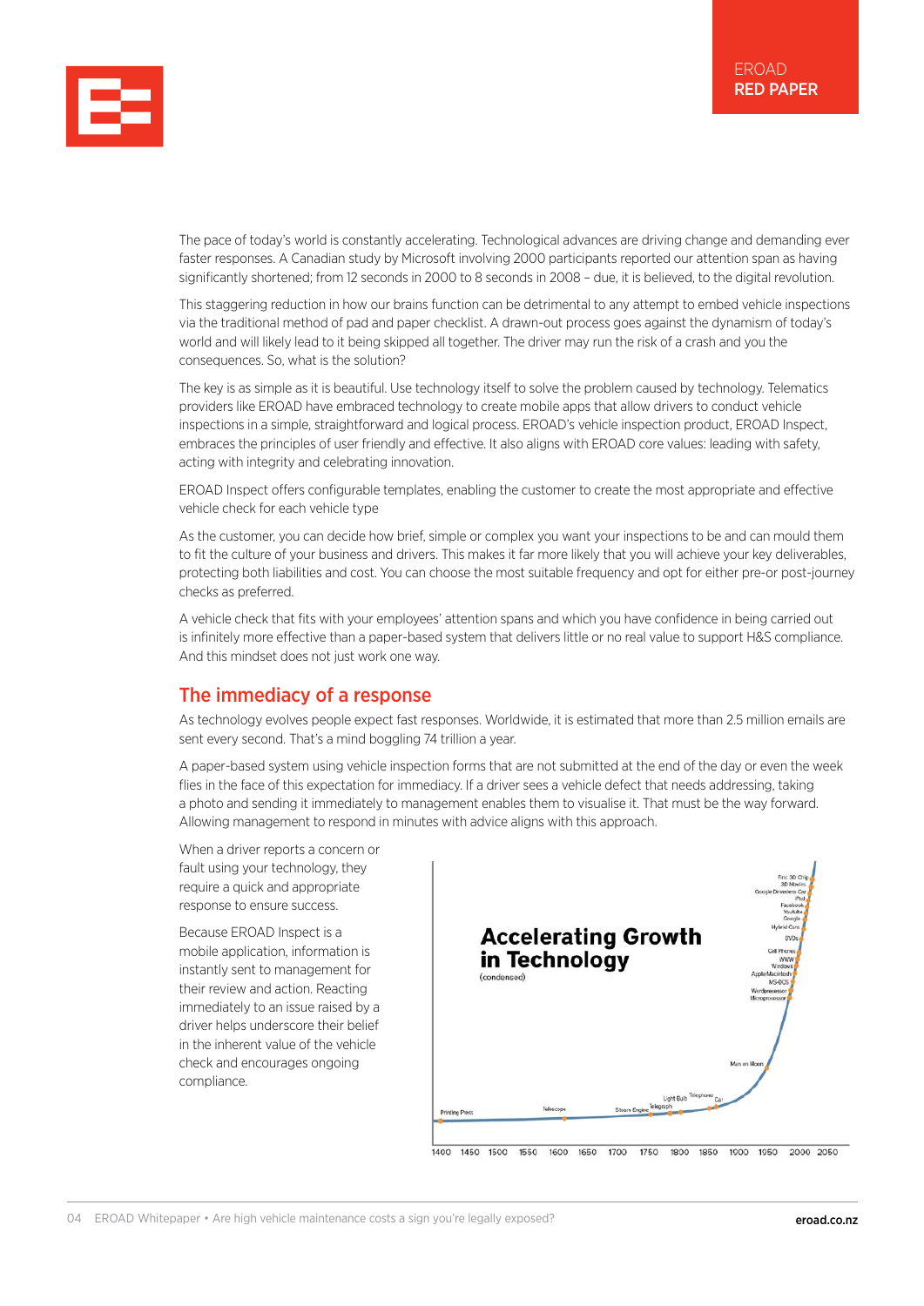The pace of today's world is constantly accelerating. Technological advances are driving change and demanding ever faster responses. A Canadian study by Microsoft involving 2000 participants reported our attention span as having significantly shortened; from 12 seconds in 2000 to 8 seconds in 2008 – due, it is believed, to the digital revolution.

This staggering reduction in how our brains function can be detrimental to any attempt to embed vehicle inspections via the traditional method of pad and paper checklist. A drawn-out process goes against the dynamism of today's world and will likely lead to it being skipped all together. The driver may run the risk of a crash and you the consequences. So, what is the solution?

The key is as simple as it is beautiful. Use technology itself to solve the problem caused by technology. Telematics providers like EROAD have embraced technology to create mobile apps that allow drivers to conduct vehicle inspections in a simple, straightforward and logical process. EROAD's vehicle inspection product, EROAD Inspect, embraces the principles of user friendly and effective. It also aligns with EROAD core values: leading with safety, acting with integrity and celebrating innovation.

EROAD Inspect offers configurable templates, enabling the customer to create the most appropriate and effective vehicle check for each vehicle type

As the customer, you can decide how brief, simple or complex you want your inspections to be and can mould them to fit the culture of your business and drivers. This makes it far more likely that you will achieve your key deliverables, protecting both liabilities and cost. You can choose the most suitable frequency and opt for either pre-or post-journey checks as preferred.

A vehicle check that fits with your employees' attention spans and which you have confidence in being carried out is infinitely more effective than a paper-based system that delivers little or no real value to support H&S compliance. And this mindset does not just work one way.

## The immediacy of a response

As technology evolves people expect fast responses. Worldwide, it is estimated that more than 2.5 million emails are sent every second. That's a mind boggling 74 trillion a year.

A paper-based system using vehicle inspection forms that are not submitted at the end of the day or even the week flies in the face of this expectation for immediacy. If a driver sees a vehicle defect that needs addressing, taking a photo and sending it immediately to management enables them to visualise it. That must be the way forward. Allowing management to respond in minutes with advice aligns with this approach.

When a driver reports a concern or fault using your technology, they require a quick and appropriate response to ensure success.

Because EROAD Inspect is a mobile application, information is instantly sent to management for their review and action. Reacting immediately to an issue raised by a driver helps underscore their belief in the inherent value of the vehicle check and encourages ongoing compliance.

**Accelerating Growth in Technology**
(condensed)

Printing Press, Telescope, Steam Engine, Telegraph, Light Bulb, Telephone, Car, Man on Moon, Microprocessor, Wordprocessor, MS-DOS, Apple Macintosh, Windows, WWW, Cell Phones, DVDs, Hybrid Cars, Google, Youtube, Facebook, iPod, Google Driverless Car, 3D Movies, First 3D Chip

1400 1450 1500 1550 1600 1650 1700 1750 1800 1850 1900 1950 2000 2050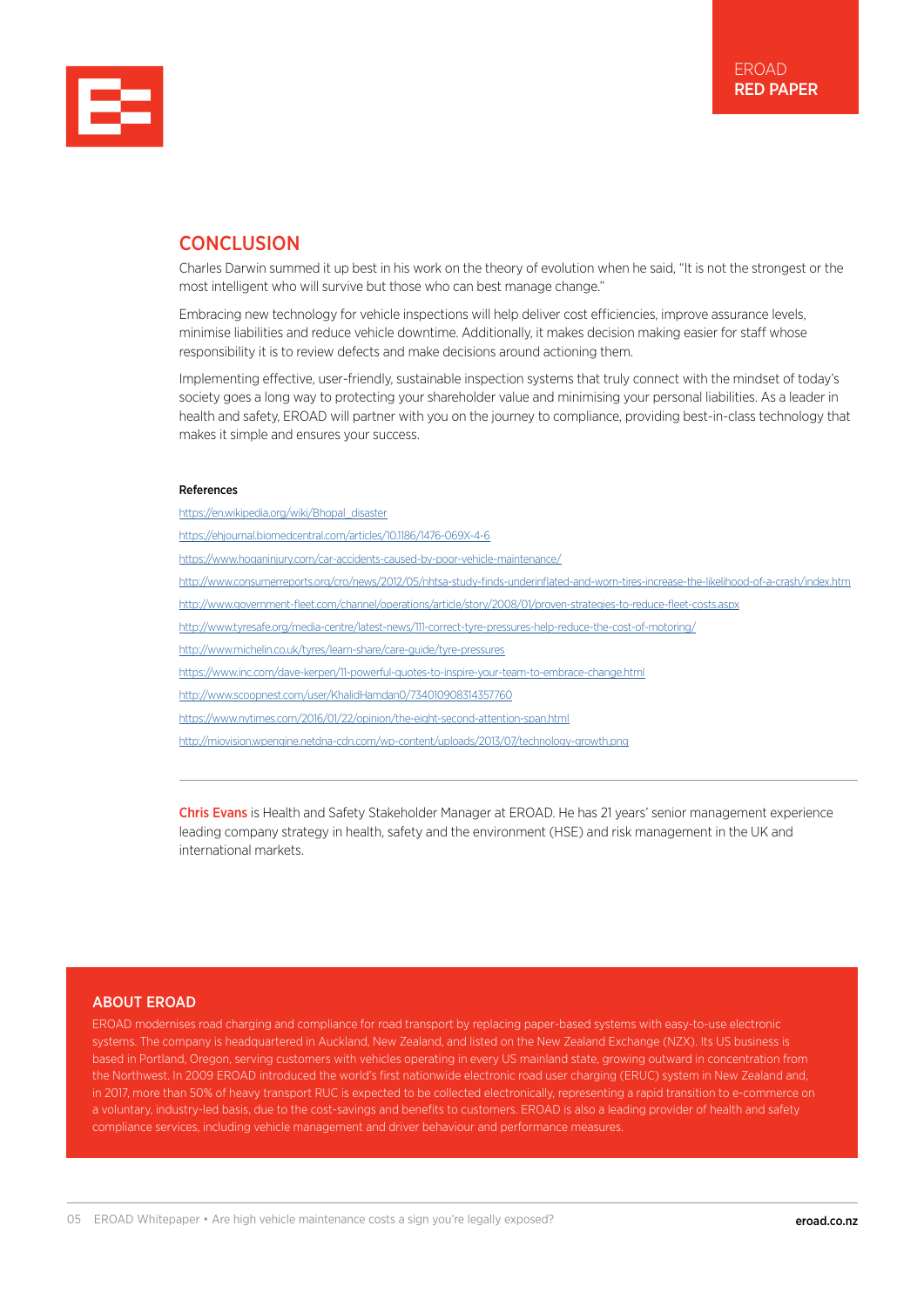## CONCLUSION

Charles Darwin summed it up best in his work on the theory of evolution when he said, "It is not the strongest or the most intelligent who will survive but those who can best manage change."

Embracing new technology for vehicle inspections will help deliver cost efficiencies, improve assurance levels, minimise liabilities and reduce vehicle downtime. Additionally, it makes decision making easier for staff whose responsibility it is to review defects and make decisions around actioning them.

Implementing effective, user-friendly, sustainable inspection systems that truly connect with the mindset of today's society goes a long way to protecting your shareholder value and minimising your personal liabilities. As a leader in health and safety, EROAD will partner with you on the journey to compliance, providing best-in-class technology that makes it simple and ensures your success.

**References**

https://en.wikipedia.org/wiki/Bhopal_disaster

https://ehjournal.biomedcentral.com/articles/10.1186/1476-069X-4-6

https://www.hoganinjury.com/car-accidents-caused-by-poor-vehicle-maintenance/

http://www.consumerreports.org/cro/news/2012/05/nhtsa-study-finds-underinflated-and-worn-tires-increase-the-likelihood-of-a-crash/index.htm

http://www.government-fleet.com/channel/operations/article/story/2008/01/proven-strategies-to-reduce-fleet-costs.aspx

http://www.tyresafe.org/media-centre/latest-news/111-correct-tyre-pressures-help-reduce-the-cost-of-motoring/

http://www.michelin.co.uk/tyres/learn-share/care-guide/tyre-pressures

https://www.inc.com/dave-kerpen/11-powerful-quotes-to-inspire-your-team-to-embrace-change.html

http://www.scoopnest.com/user/KhalidHamdan0/734010908314357760

https://www.nytimes.com/2016/01/22/opinion/the-eight-second-attention-span.html

http://miovision.wpengine.netdna-cdn.com/wp-content/uploads/2013/07/technology-growth.png

---

**Chris Evans** is Health and Safety Stakeholder Manager at EROAD. He has 21 years' senior management experience leading company strategy in health, safety and the environment (HSE) and risk management in the UK and international markets.

## ABOUT EROAD

EROAD modernises road charging and compliance for road transport by replacing paper-based systems with easy-to-use electronic systems. The company is headquartered in Auckland, New Zealand, and listed on the New Zealand Exchange (NZX). Its US business is based in Portland, Oregon, serving customers with vehicles operating in every US mainland state, growing outward in concentration from the Northwest. In 2009 EROAD introduced the world's first nationwide electronic road user charging (ERUC) system in New Zealand and, in 2017, more than 50% of heavy transport RUC is expected to be collected electronically, representing a rapid transition to e-commerce on a voluntary, industry-led basis, due to the cost-savings and benefits to customers. EROAD is also a leading provider of health and safety compliance services, including vehicle management and driver behaviour and performance measures.